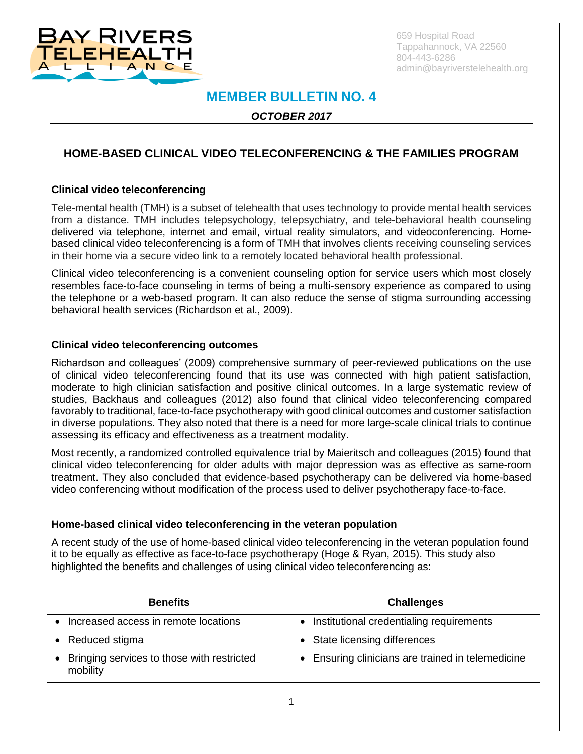BAY RIVERS TELEHEALTH ALLIANCE

659 Hospital Road
Tappahannock, VA 22560
804-443-6286
admin@bayriverstelehealth.org

# MEMBER BULLETIN NO. 4

***OCTOBER 2017***

## HOME-BASED CLINICAL VIDEO TELECONFERENCING & THE FAMILIES PROGRAM

### Clinical video teleconferencing

Tele-mental health (TMH) is a subset of telehealth that uses technology to provide mental health services from a distance. TMH includes telepsychology, telepsychiatry, and tele-behavioral health counseling delivered via telephone, internet and email, virtual reality simulators, and videoconferencing. Home-based clinical video teleconferencing is a form of TMH that involves clients receiving counseling services in their home via a secure video link to a remotely located behavioral health professional.

Clinical video teleconferencing is a convenient counseling option for service users which most closely resembles face-to-face counseling in terms of being a multi-sensory experience as compared to using the telephone or a web-based program. It can also reduce the sense of stigma surrounding accessing behavioral health services (Richardson et al., 2009).

### Clinical video teleconferencing outcomes

Richardson and colleagues' (2009) comprehensive summary of peer-reviewed publications on the use of clinical video teleconferencing found that its use was connected with high patient satisfaction, moderate to high clinician satisfaction and positive clinical outcomes. In a large systematic review of studies, Backhaus and colleagues (2012) also found that clinical video teleconferencing compared favorably to traditional, face-to-face psychotherapy with good clinical outcomes and customer satisfaction in diverse populations. They also noted that there is a need for more large-scale clinical trials to continue assessing its efficacy and effectiveness as a treatment modality.

Most recently, a randomized controlled equivalence trial by Maieritsch and colleagues (2015) found that clinical video teleconferencing for older adults with major depression was as effective as same-room treatment. They also concluded that evidence-based psychotherapy can be delivered via home-based video conferencing without modification of the process used to deliver psychotherapy face-to-face.

### Home-based clinical video teleconferencing in the veteran population

A recent study of the use of home-based clinical video teleconferencing in the veteran population found it to be equally as effective as face-to-face psychotherapy (Hoge & Ryan, 2015). This study also highlighted the benefits and challenges of using clinical video teleconferencing as:

| Benefits | Challenges |
|---|---|
| • Increased access in remote locations<br>• Reduced stigma<br>• Bringing services to those with restricted mobility | • Institutional credentialing requirements<br>• State licensing differences<br>• Ensuring clinicians are trained in telemedicine |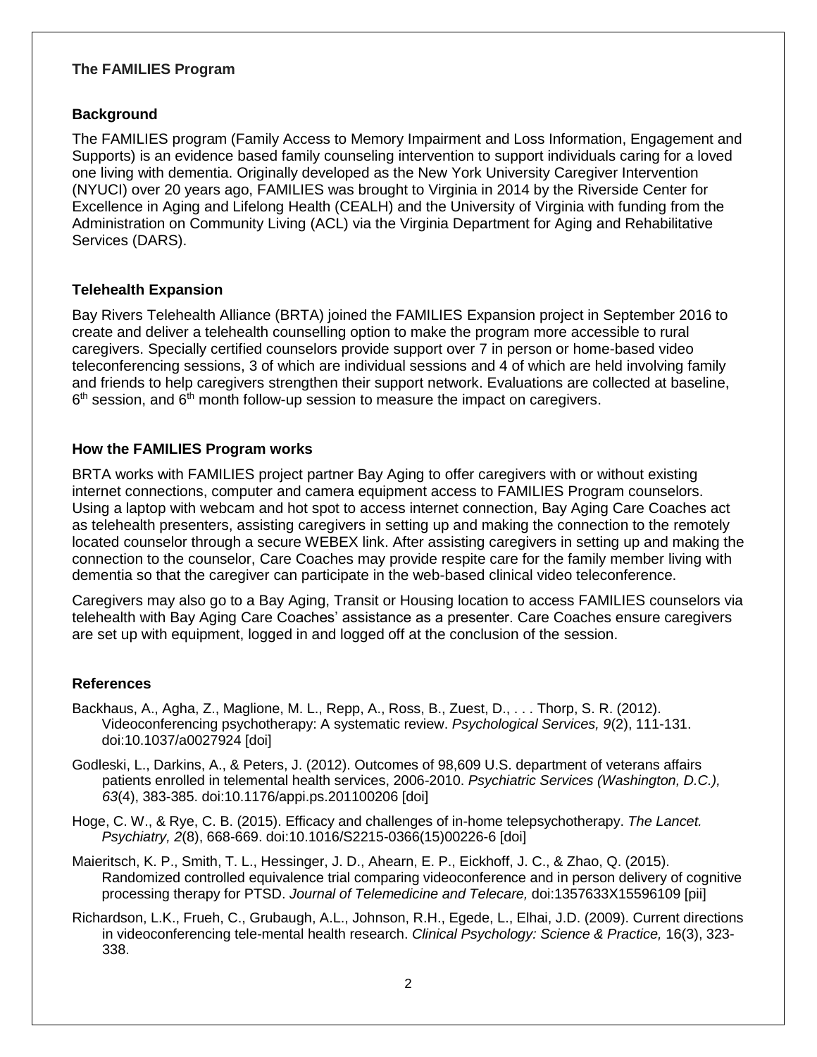### The FAMILIES Program

#### Background

The FAMILIES program (Family Access to Memory Impairment and Loss Information, Engagement and Supports) is an evidence based family counseling intervention to support individuals caring for a loved one living with dementia. Originally developed as the New York University Caregiver Intervention (NYUCI) over 20 years ago, FAMILIES was brought to Virginia in 2014 by the Riverside Center for Excellence in Aging and Lifelong Health (CEALH) and the University of Virginia with funding from the Administration on Community Living (ACL) via the Virginia Department for Aging and Rehabilitative Services (DARS).

#### Telehealth Expansion

Bay Rivers Telehealth Alliance (BRTA) joined the FAMILIES Expansion project in September 2016 to create and deliver a telehealth counselling option to make the program more accessible to rural caregivers. Specially certified counselors provide support over 7 in person or home-based video teleconferencing sessions, 3 of which are individual sessions and 4 of which are held involving family and friends to help caregivers strengthen their support network. Evaluations are collected at baseline, 6th session, and 6th month follow-up session to measure the impact on caregivers.

#### How the FAMILIES Program works

BRTA works with FAMILIES project partner Bay Aging to offer caregivers with or without existing internet connections, computer and camera equipment access to FAMILIES Program counselors. Using a laptop with webcam and hot spot to access internet connection, Bay Aging Care Coaches act as telehealth presenters, assisting caregivers in setting up and making the connection to the remotely located counselor through a secure WEBEX link. After assisting caregivers in setting up and making the connection to the counselor, Care Coaches may provide respite care for the family member living with dementia so that the caregiver can participate in the web-based clinical video teleconference.

Caregivers may also go to a Bay Aging, Transit or Housing location to access FAMILIES counselors via telehealth with Bay Aging Care Coaches' assistance as a presenter. Care Coaches ensure caregivers are set up with equipment, logged in and logged off at the conclusion of the session.

#### References

Backhaus, A., Agha, Z., Maglione, M. L., Repp, A., Ross, B., Zuest, D., . . . Thorp, S. R. (2012). Videoconferencing psychotherapy: A systematic review. *Psychological Services, 9*(2), 111-131. doi:10.1037/a0027924 [doi]

Godleski, L., Darkins, A., & Peters, J. (2012). Outcomes of 98,609 U.S. department of veterans affairs patients enrolled in telemental health services, 2006-2010. *Psychiatric Services (Washington, D.C.), 63*(4), 383-385. doi:10.1176/appi.ps.201100206 [doi]

Hoge, C. W., & Rye, C. B. (2015). Efficacy and challenges of in-home telepsychotherapy. *The Lancet. Psychiatry, 2*(8), 668-669. doi:10.1016/S2215-0366(15)00226-6 [doi]

Maieritsch, K. P., Smith, T. L., Hessinger, J. D., Ahearn, E. P., Eickhoff, J. C., & Zhao, Q. (2015). Randomized controlled equivalence trial comparing videoconference and in person delivery of cognitive processing therapy for PTSD. *Journal of Telemedicine and Telecare,* doi:1357633X15596109 [pii]

Richardson, L.K., Frueh, C., Grubaugh, A.L., Johnson, R.H., Egede, L., Elhai, J.D. (2009). Current directions in videoconferencing tele-mental health research. *Clinical Psychology: Science & Practice,* 16(3), 323-338.